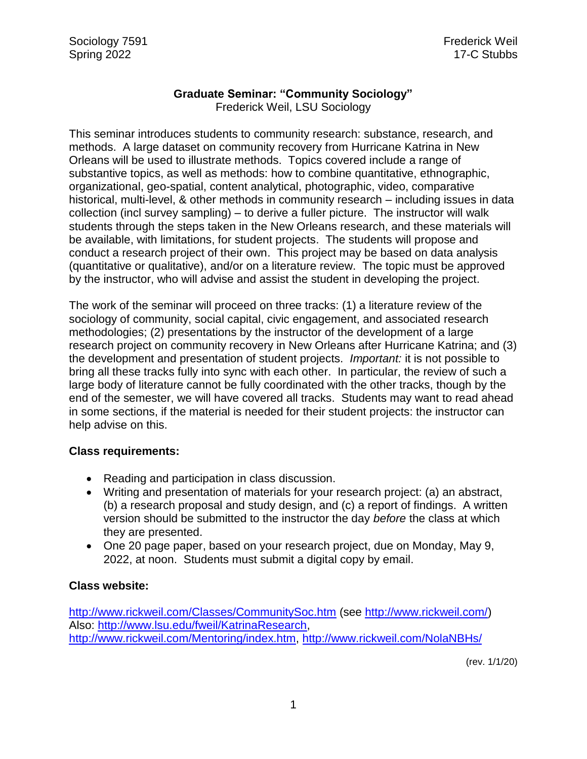Sociology 7591
Spring 2022

Frederick Weil
17-C Stubbs

# Graduate Seminar: "Community Sociology"

Frederick Weil, LSU Sociology

This seminar introduces students to community research: substance, research, and methods. A large dataset on community recovery from Hurricane Katrina in New Orleans will be used to illustrate methods. Topics covered include a range of substantive topics, as well as methods: how to combine quantitative, ethnographic, organizational, geo-spatial, content analytical, photographic, video, comparative historical, multi-level, & other methods in community research – including issues in data collection (incl survey sampling) – to derive a fuller picture. The instructor will walk students through the steps taken in the New Orleans research, and these materials will be available, with limitations, for student projects. The students will propose and conduct a research project of their own. This project may be based on data analysis (quantitative or qualitative), and/or on a literature review. The topic must be approved by the instructor, who will advise and assist the student in developing the project.

The work of the seminar will proceed on three tracks: (1) a literature review of the sociology of community, social capital, civic engagement, and associated research methodologies; (2) presentations by the instructor of the development of a large research project on community recovery in New Orleans after Hurricane Katrina; and (3) the development and presentation of student projects. *Important:* it is not possible to bring all these tracks fully into sync with each other. In particular, the review of such a large body of literature cannot be fully coordinated with the other tracks, though by the end of the semester, we will have covered all tracks. Students may want to read ahead in some sections, if the material is needed for their student projects: the instructor can help advise on this.

**Class requirements:**

- Reading and participation in class discussion.
- Writing and presentation of materials for your research project: (a) an abstract, (b) a research proposal and study design, and (c) a report of findings. A written version should be submitted to the instructor the day *before* the class at which they are presented.
- One 20 page paper, based on your research project, due on Monday, May 9, 2022, at noon. Students must submit a digital copy by email.

**Class website:**

http://www.rickweil.com/Classes/CommunitySoc.htm (see http://www.rickweil.com/)
Also: http://www.lsu.edu/fweil/KatrinaResearch,
http://www.rickweil.com/Mentoring/index.htm, http://www.rickweil.com/NolaNBHs/

(rev. 1/1/20)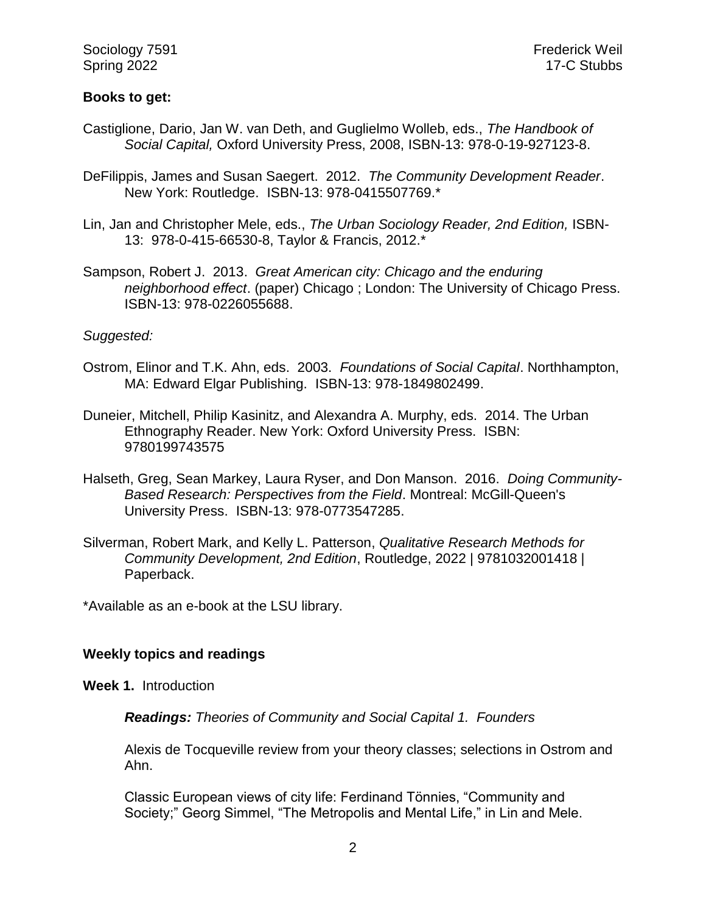Sociology 7591
Spring 2022

Frederick Weil
17-C Stubbs

**Books to get:**

Castiglione, Dario, Jan W. van Deth, and Guglielmo Wolleb, eds., *The Handbook of Social Capital,* Oxford University Press, 2008, ISBN-13: 978-0-19-927123-8.

DeFilippis, James and Susan Saegert. 2012. *The Community Development Reader*. New York: Routledge. ISBN-13: 978-0415507769.*

Lin, Jan and Christopher Mele, eds., *The Urban Sociology Reader, 2nd Edition,* ISBN-13: 978-0-415-66530-8, Taylor & Francis, 2012.*

Sampson, Robert J. 2013. *Great American city: Chicago and the enduring neighborhood effect*. (paper) Chicago ; London: The University of Chicago Press. ISBN-13: 978-0226055688.

*Suggested:*

Ostrom, Elinor and T.K. Ahn, eds. 2003. *Foundations of Social Capital*. Northhampton, MA: Edward Elgar Publishing. ISBN-13: 978-1849802499.

Duneier, Mitchell, Philip Kasinitz, and Alexandra A. Murphy, eds. 2014. The Urban Ethnography Reader. New York: Oxford University Press. ISBN: 9780199743575

Halseth, Greg, Sean Markey, Laura Ryser, and Don Manson. 2016. *Doing Community-Based Research: Perspectives from the Field*. Montreal: McGill-Queen's University Press. ISBN-13: 978-0773547285.

Silverman, Robert Mark, and Kelly L. Patterson, *Qualitative Research Methods for Community Development, 2nd Edition*, Routledge, 2022 | 9781032001418 | Paperback.

*Available as an e-book at the LSU library.

**Weekly topics and readings**

**Week 1.** Introduction

***Readings:*** *Theories of Community and Social Capital 1. Founders*

Alexis de Tocqueville review from your theory classes; selections in Ostrom and Ahn.

Classic European views of city life: Ferdinand Tönnies, "Community and Society;" Georg Simmel, "The Metropolis and Mental Life," in Lin and Mele.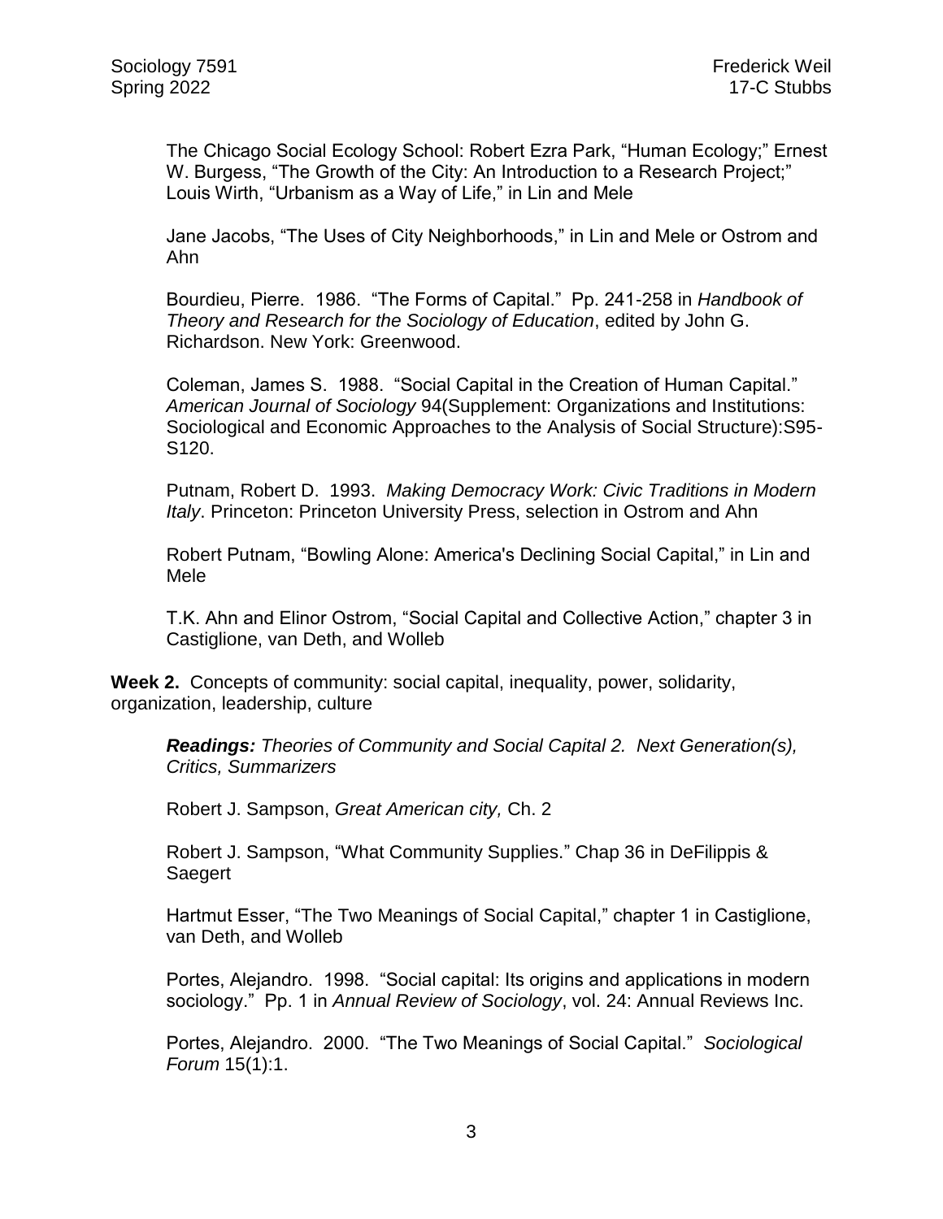The Chicago Social Ecology School: Robert Ezra Park, "Human Ecology;" Ernest W. Burgess, "The Growth of the City: An Introduction to a Research Project;" Louis Wirth, "Urbanism as a Way of Life," in Lin and Mele

Jane Jacobs, "The Uses of City Neighborhoods," in Lin and Mele or Ostrom and Ahn

Bourdieu, Pierre. 1986. "The Forms of Capital." Pp. 241-258 in *Handbook of Theory and Research for the Sociology of Education*, edited by John G. Richardson. New York: Greenwood.

Coleman, James S. 1988. "Social Capital in the Creation of Human Capital." *American Journal of Sociology* 94(Supplement: Organizations and Institutions: Sociological and Economic Approaches to the Analysis of Social Structure):S95-S120.

Putnam, Robert D. 1993. *Making Democracy Work: Civic Traditions in Modern Italy*. Princeton: Princeton University Press, selection in Ostrom and Ahn

Robert Putnam, "Bowling Alone: America's Declining Social Capital," in Lin and Mele

T.K. Ahn and Elinor Ostrom, "Social Capital and Collective Action," chapter 3 in Castiglione, van Deth, and Wolleb

**Week 2.** Concepts of community: social capital, inequality, power, solidarity, organization, leadership, culture

***Readings:*** *Theories of Community and Social Capital 2. Next Generation(s), Critics, Summarizers*

Robert J. Sampson, *Great American city,* Ch. 2

Robert J. Sampson, "What Community Supplies." Chap 36 in DeFilippis & Saegert

Hartmut Esser, "The Two Meanings of Social Capital," chapter 1 in Castiglione, van Deth, and Wolleb

Portes, Alejandro. 1998. "Social capital: Its origins and applications in modern sociology." Pp. 1 in *Annual Review of Sociology*, vol. 24: Annual Reviews Inc.

Portes, Alejandro. 2000. "The Two Meanings of Social Capital." *Sociological Forum* 15(1):1.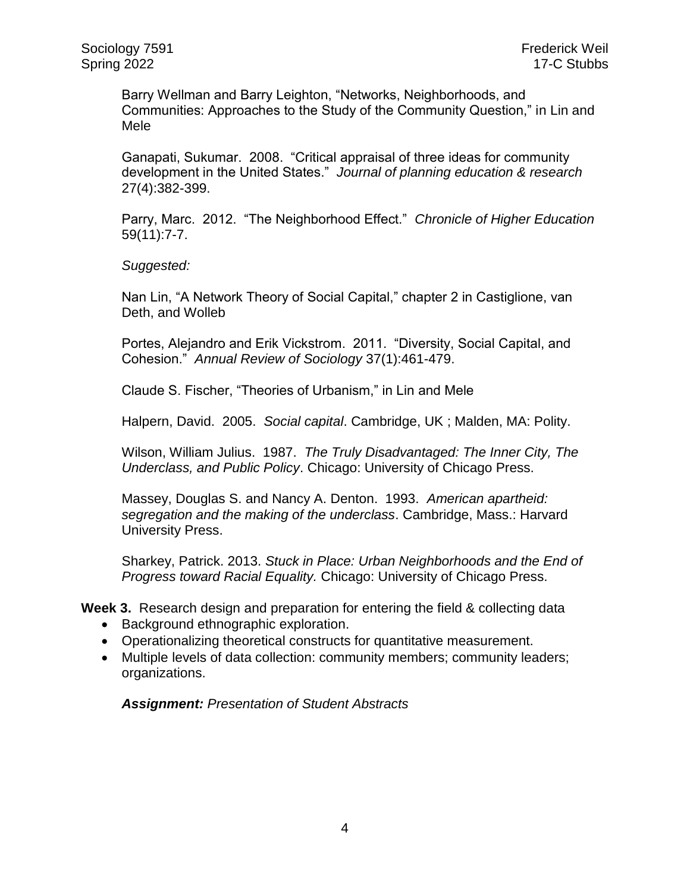Barry Wellman and Barry Leighton, "Networks, Neighborhoods, and Communities: Approaches to the Study of the Community Question," in Lin and Mele

Ganapati, Sukumar. 2008. "Critical appraisal of three ideas for community development in the United States." *Journal of planning education & research* 27(4):382-399.

Parry, Marc. 2012. "The Neighborhood Effect." *Chronicle of Higher Education* 59(11):7-7.

*Suggested:*

Nan Lin, "A Network Theory of Social Capital," chapter 2 in Castiglione, van Deth, and Wolleb

Portes, Alejandro and Erik Vickstrom. 2011. "Diversity, Social Capital, and Cohesion." *Annual Review of Sociology* 37(1):461-479.

Claude S. Fischer, "Theories of Urbanism," in Lin and Mele

Halpern, David. 2005. *Social capital*. Cambridge, UK ; Malden, MA: Polity.

Wilson, William Julius. 1987. *The Truly Disadvantaged: The Inner City, The Underclass, and Public Policy*. Chicago: University of Chicago Press.

Massey, Douglas S. and Nancy A. Denton. 1993. *American apartheid: segregation and the making of the underclass*. Cambridge, Mass.: Harvard University Press.

Sharkey, Patrick. 2013. *Stuck in Place: Urban Neighborhoods and the End of Progress toward Racial Equality.* Chicago: University of Chicago Press.

**Week 3.** Research design and preparation for entering the field & collecting data

- Background ethnographic exploration.
- Operationalizing theoretical constructs for quantitative measurement.
- Multiple levels of data collection: community members; community leaders; organizations.

***Assignment:*** *Presentation of Student Abstracts*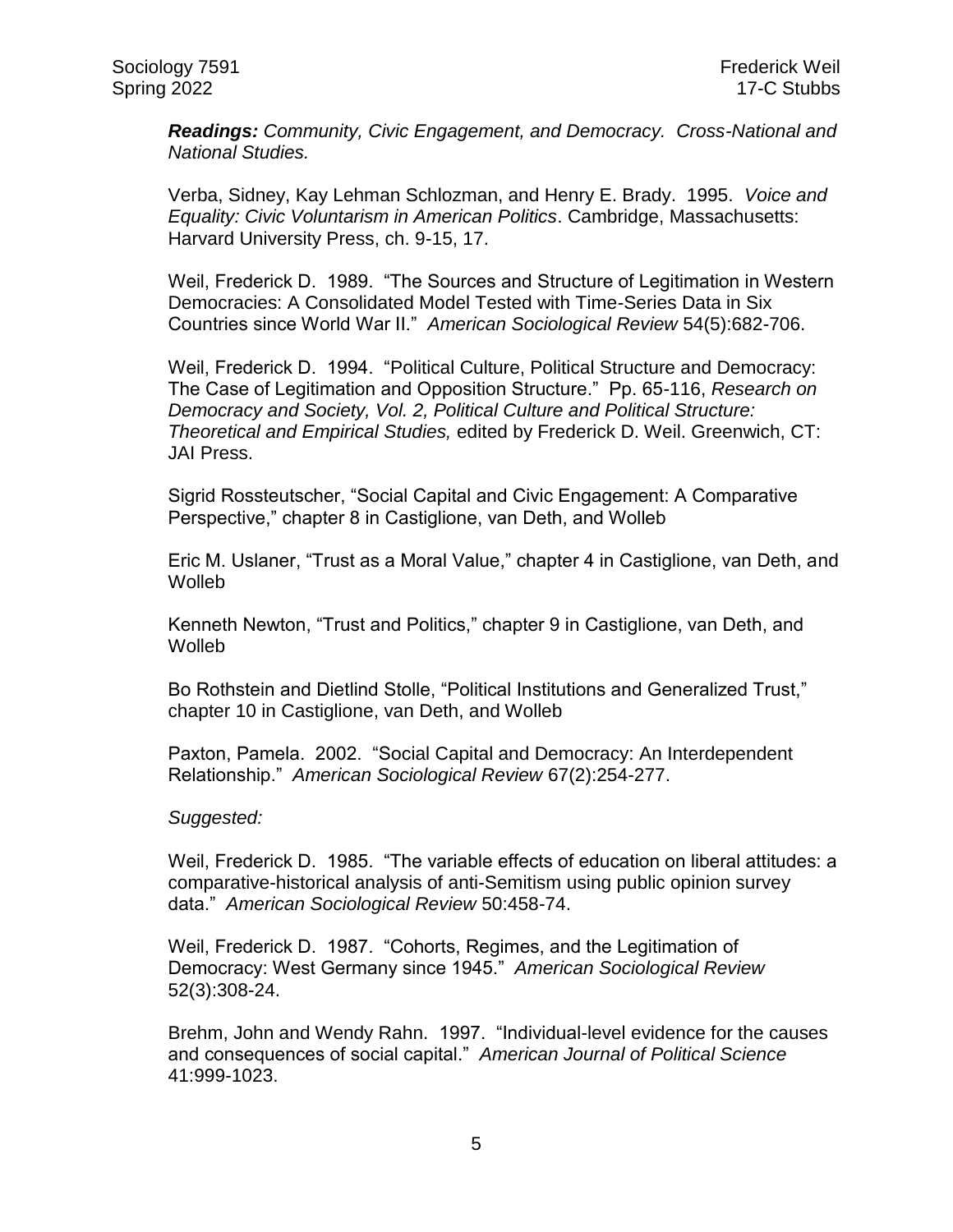***Readings:*** *Community, Civic Engagement, and Democracy. Cross-National and National Studies.*

Verba, Sidney, Kay Lehman Schlozman, and Henry E. Brady. 1995. *Voice and Equality: Civic Voluntarism in American Politics*. Cambridge, Massachusetts: Harvard University Press, ch. 9-15, 17.

Weil, Frederick D. 1989. "The Sources and Structure of Legitimation in Western Democracies: A Consolidated Model Tested with Time-Series Data in Six Countries since World War II." *American Sociological Review* 54(5):682-706.

Weil, Frederick D. 1994. "Political Culture, Political Structure and Democracy: The Case of Legitimation and Opposition Structure." Pp. 65-116, *Research on Democracy and Society, Vol. 2, Political Culture and Political Structure: Theoretical and Empirical Studies,* edited by Frederick D. Weil. Greenwich, CT: JAI Press.

Sigrid Rossteutscher, "Social Capital and Civic Engagement: A Comparative Perspective," chapter 8 in Castiglione, van Deth, and Wolleb

Eric M. Uslaner, "Trust as a Moral Value," chapter 4 in Castiglione, van Deth, and Wolleb

Kenneth Newton, "Trust and Politics," chapter 9 in Castiglione, van Deth, and Wolleb

Bo Rothstein and Dietlind Stolle, "Political Institutions and Generalized Trust," chapter 10 in Castiglione, van Deth, and Wolleb

Paxton, Pamela. 2002. "Social Capital and Democracy: An Interdependent Relationship." *American Sociological Review* 67(2):254-277.

*Suggested:*

Weil, Frederick D. 1985. "The variable effects of education on liberal attitudes: a comparative-historical analysis of anti-Semitism using public opinion survey data." *American Sociological Review* 50:458-74.

Weil, Frederick D. 1987. "Cohorts, Regimes, and the Legitimation of Democracy: West Germany since 1945." *American Sociological Review* 52(3):308-24.

Brehm, John and Wendy Rahn. 1997. "Individual-level evidence for the causes and consequences of social capital." *American Journal of Political Science* 41:999-1023.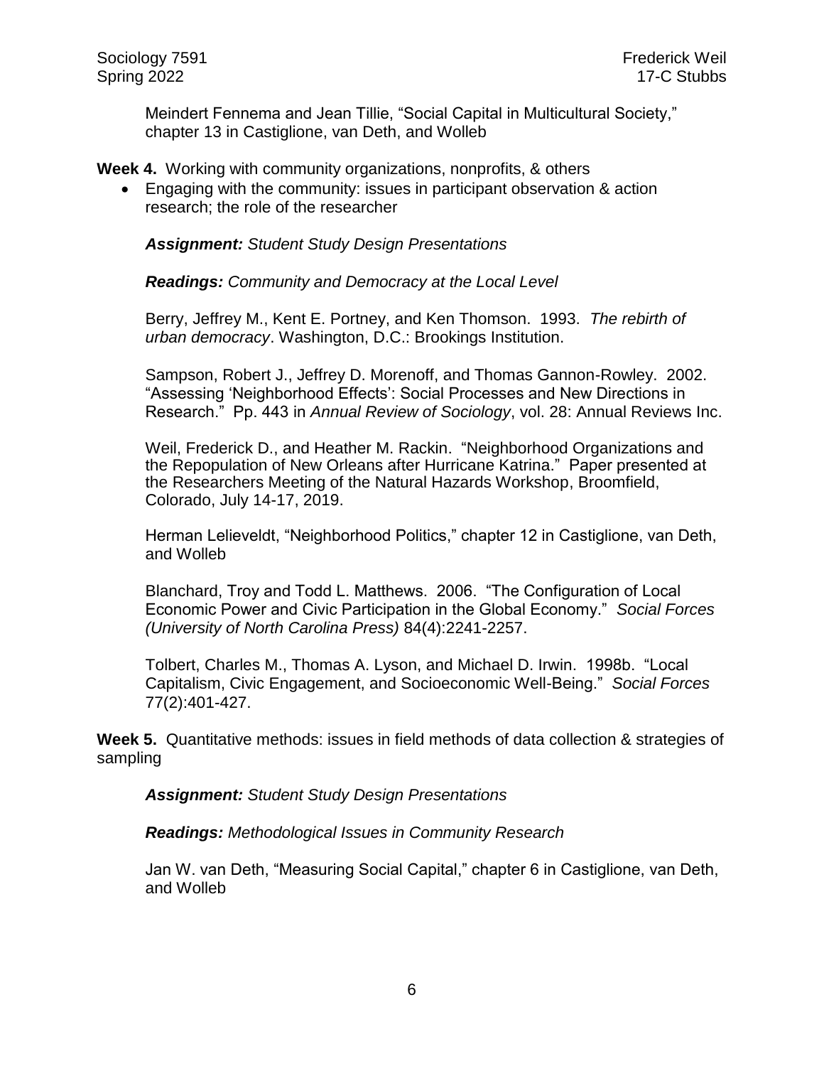Meindert Fennema and Jean Tillie, “Social Capital in Multicultural Society,” chapter 13 in Castiglione, van Deth, and Wolleb

**Week 4.** Working with community organizations, nonprofits, & others

- Engaging with the community: issues in participant observation & action research; the role of the researcher

***Assignment:*** *Student Study Design Presentations*

***Readings:*** *Community and Democracy at the Local Level*

Berry, Jeffrey M., Kent E. Portney, and Ken Thomson. 1993. *The rebirth of urban democracy*. Washington, D.C.: Brookings Institution.

Sampson, Robert J., Jeffrey D. Morenoff, and Thomas Gannon-Rowley. 2002. “Assessing ‘Neighborhood Effects’: Social Processes and New Directions in Research.” Pp. 443 in *Annual Review of Sociology*, vol. 28: Annual Reviews Inc.

Weil, Frederick D., and Heather M. Rackin. “Neighborhood Organizations and the Repopulation of New Orleans after Hurricane Katrina.” Paper presented at the Researchers Meeting of the Natural Hazards Workshop, Broomfield, Colorado, July 14-17, 2019.

Herman Lelieveldt, “Neighborhood Politics,” chapter 12 in Castiglione, van Deth, and Wolleb

Blanchard, Troy and Todd L. Matthews. 2006. “The Configuration of Local Economic Power and Civic Participation in the Global Economy.” *Social Forces (University of North Carolina Press)* 84(4):2241-2257.

Tolbert, Charles M., Thomas A. Lyson, and Michael D. Irwin. 1998b. “Local Capitalism, Civic Engagement, and Socioeconomic Well-Being.” *Social Forces* 77(2):401-427.

**Week 5.** Quantitative methods: issues in field methods of data collection & strategies of sampling

***Assignment:*** *Student Study Design Presentations*

***Readings:*** *Methodological Issues in Community Research*

Jan W. van Deth, “Measuring Social Capital,” chapter 6 in Castiglione, van Deth, and Wolleb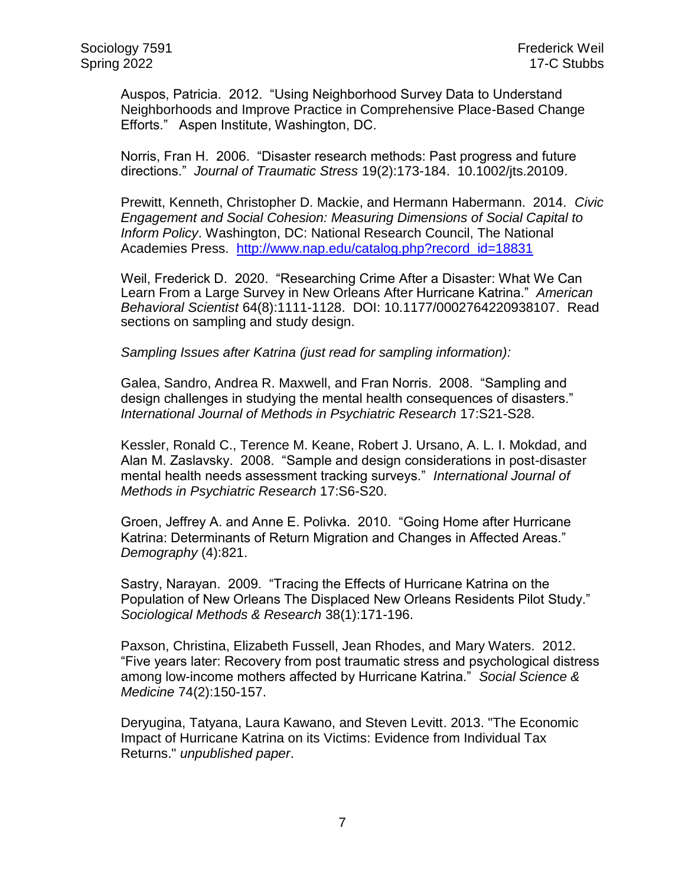Auspos, Patricia. 2012. "Using Neighborhood Survey Data to Understand Neighborhoods and Improve Practice in Comprehensive Place-Based Change Efforts." Aspen Institute, Washington, DC.

Norris, Fran H. 2006. "Disaster research methods: Past progress and future directions." *Journal of Traumatic Stress* 19(2):173-184. 10.1002/jts.20109.

Prewitt, Kenneth, Christopher D. Mackie, and Hermann Habermann. 2014. *Civic Engagement and Social Cohesion: Measuring Dimensions of Social Capital to Inform Policy*. Washington, DC: National Research Council, The National Academies Press. [http://www.nap.edu/catalog.php?record_id=18831](http://www.nap.edu/catalog.php?record_id=18831)

Weil, Frederick D. 2020. "Researching Crime After a Disaster: What We Can Learn From a Large Survey in New Orleans After Hurricane Katrina." *American Behavioral Scientist* 64(8):1111-1128. DOI: 10.1177/0002764220938107. Read sections on sampling and study design.

*Sampling Issues after Katrina (just read for sampling information):*

Galea, Sandro, Andrea R. Maxwell, and Fran Norris. 2008. "Sampling and design challenges in studying the mental health consequences of disasters." *International Journal of Methods in Psychiatric Research* 17:S21-S28.

Kessler, Ronald C., Terence M. Keane, Robert J. Ursano, A. L. I. Mokdad, and Alan M. Zaslavsky. 2008. "Sample and design considerations in post-disaster mental health needs assessment tracking surveys." *International Journal of Methods in Psychiatric Research* 17:S6-S20.

Groen, Jeffrey A. and Anne E. Polivka. 2010. "Going Home after Hurricane Katrina: Determinants of Return Migration and Changes in Affected Areas." *Demography* (4):821.

Sastry, Narayan. 2009. "Tracing the Effects of Hurricane Katrina on the Population of New Orleans The Displaced New Orleans Residents Pilot Study." *Sociological Methods & Research* 38(1):171-196.

Paxson, Christina, Elizabeth Fussell, Jean Rhodes, and Mary Waters. 2012. "Five years later: Recovery from post traumatic stress and psychological distress among low-income mothers affected by Hurricane Katrina." *Social Science & Medicine* 74(2):150-157.

Deryugina, Tatyana, Laura Kawano, and Steven Levitt. 2013. "The Economic Impact of Hurricane Katrina on its Victims: Evidence from Individual Tax Returns." *unpublished paper*.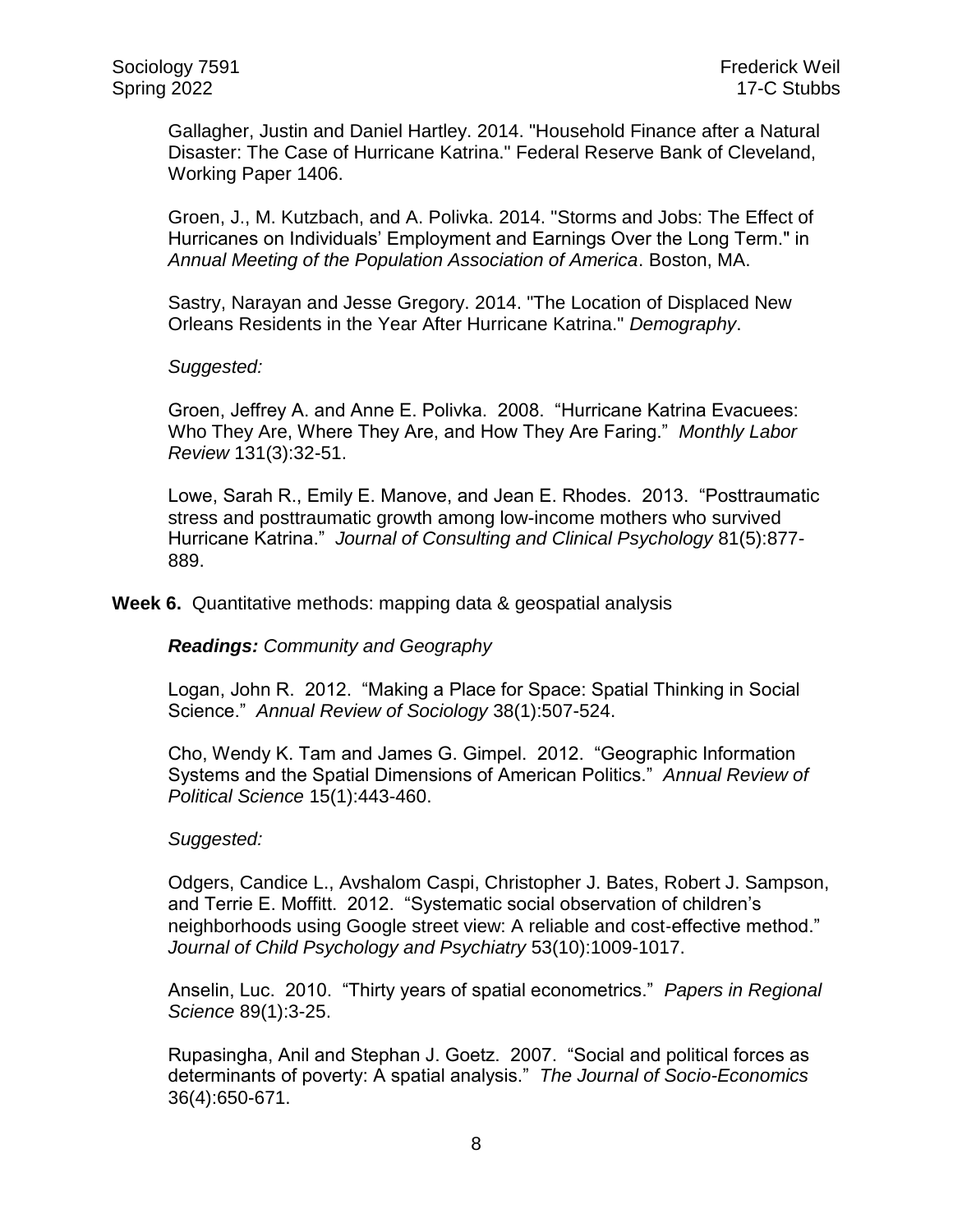Gallagher, Justin and Daniel Hartley. 2014. "Household Finance after a Natural Disaster: The Case of Hurricane Katrina." Federal Reserve Bank of Cleveland, Working Paper 1406.

Groen, J., M. Kutzbach, and A. Polivka. 2014. "Storms and Jobs: The Effect of Hurricanes on Individuals' Employment and Earnings Over the Long Term." in *Annual Meeting of the Population Association of America*. Boston, MA.

Sastry, Narayan and Jesse Gregory. 2014. "The Location of Displaced New Orleans Residents in the Year After Hurricane Katrina." *Demography*.

*Suggested:*

Groen, Jeffrey A. and Anne E. Polivka. 2008. "Hurricane Katrina Evacuees: Who They Are, Where They Are, and How They Are Faring." *Monthly Labor Review* 131(3):32-51.

Lowe, Sarah R., Emily E. Manove, and Jean E. Rhodes. 2013. "Posttraumatic stress and posttraumatic growth among low-income mothers who survived Hurricane Katrina." *Journal of Consulting and Clinical Psychology* 81(5):877-889.

**Week 6.** Quantitative methods: mapping data & geospatial analysis

***Readings:*** *Community and Geography*

Logan, John R. 2012. "Making a Place for Space: Spatial Thinking in Social Science." *Annual Review of Sociology* 38(1):507-524.

Cho, Wendy K. Tam and James G. Gimpel. 2012. "Geographic Information Systems and the Spatial Dimensions of American Politics." *Annual Review of Political Science* 15(1):443-460.

*Suggested:*

Odgers, Candice L., Avshalom Caspi, Christopher J. Bates, Robert J. Sampson, and Terrie E. Moffitt. 2012. "Systematic social observation of children's neighborhoods using Google street view: A reliable and cost-effective method." *Journal of Child Psychology and Psychiatry* 53(10):1009-1017.

Anselin, Luc. 2010. "Thirty years of spatial econometrics." *Papers in Regional Science* 89(1):3-25.

Rupasingha, Anil and Stephan J. Goetz. 2007. "Social and political forces as determinants of poverty: A spatial analysis." *The Journal of Socio-Economics* 36(4):650-671.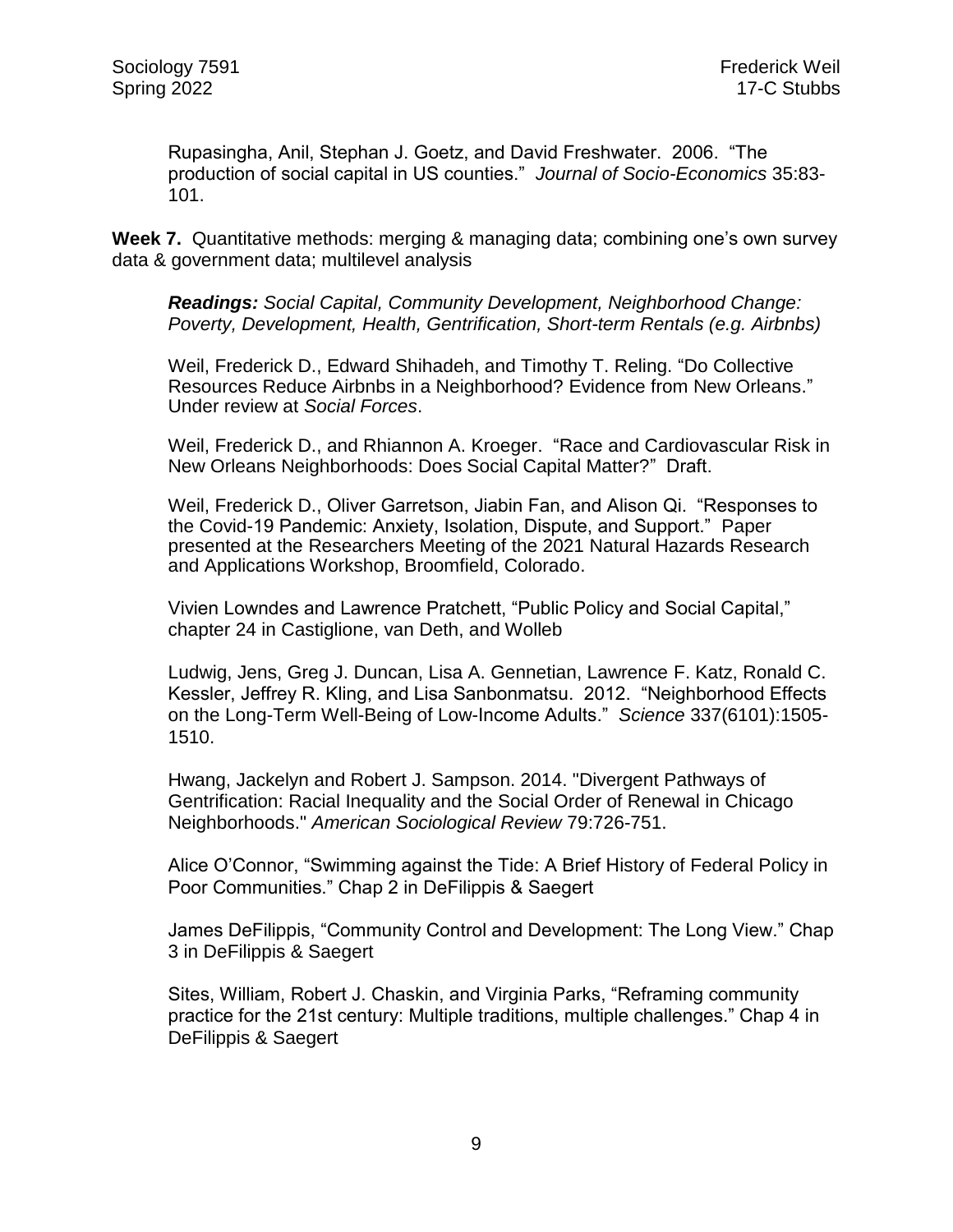Rupasingha, Anil, Stephan J. Goetz, and David Freshwater. 2006. "The production of social capital in US counties." *Journal of Socio-Economics* 35:83-101.

**Week 7.** Quantitative methods: merging & managing data; combining one's own survey data & government data; multilevel analysis

***Readings:*** *Social Capital, Community Development, Neighborhood Change: Poverty, Development, Health, Gentrification, Short-term Rentals (e.g. Airbnbs)*

Weil, Frederick D., Edward Shihadeh, and Timothy T. Reling. "Do Collective Resources Reduce Airbnbs in a Neighborhood? Evidence from New Orleans." Under review at *Social Forces*.

Weil, Frederick D., and Rhiannon A. Kroeger. "Race and Cardiovascular Risk in New Orleans Neighborhoods: Does Social Capital Matter?" Draft.

Weil, Frederick D., Oliver Garretson, Jiabin Fan, and Alison Qi. "Responses to the Covid-19 Pandemic: Anxiety, Isolation, Dispute, and Support." Paper presented at the Researchers Meeting of the 2021 Natural Hazards Research and Applications Workshop, Broomfield, Colorado.

Vivien Lowndes and Lawrence Pratchett, "Public Policy and Social Capital," chapter 24 in Castiglione, van Deth, and Wolleb

Ludwig, Jens, Greg J. Duncan, Lisa A. Gennetian, Lawrence F. Katz, Ronald C. Kessler, Jeffrey R. Kling, and Lisa Sanbonmatsu. 2012. "Neighborhood Effects on the Long-Term Well-Being of Low-Income Adults." *Science* 337(6101):1505-1510.

Hwang, Jackelyn and Robert J. Sampson. 2014. "Divergent Pathways of Gentrification: Racial Inequality and the Social Order of Renewal in Chicago Neighborhoods." *American Sociological Review* 79:726-751.

Alice O'Connor, "Swimming against the Tide: A Brief History of Federal Policy in Poor Communities." Chap 2 in DeFilippis & Saegert

James DeFilippis, "Community Control and Development: The Long View." Chap 3 in DeFilippis & Saegert

Sites, William, Robert J. Chaskin, and Virginia Parks, "Reframing community practice for the 21st century: Multiple traditions, multiple challenges." Chap 4 in DeFilippis & Saegert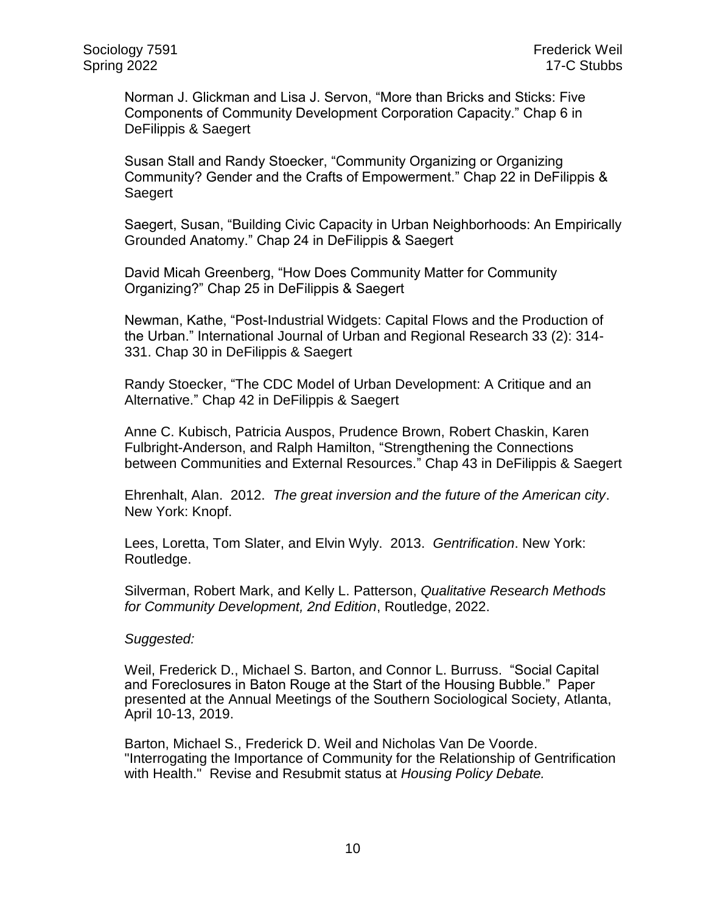Norman J. Glickman and Lisa J. Servon, "More than Bricks and Sticks: Five Components of Community Development Corporation Capacity." Chap 6 in DeFilippis & Saegert

Susan Stall and Randy Stoecker, "Community Organizing or Organizing Community? Gender and the Crafts of Empowerment." Chap 22 in DeFilippis & Saegert

Saegert, Susan, "Building Civic Capacity in Urban Neighborhoods: An Empirically Grounded Anatomy." Chap 24 in DeFilippis & Saegert

David Micah Greenberg, "How Does Community Matter for Community Organizing?" Chap 25 in DeFilippis & Saegert

Newman, Kathe, "Post-Industrial Widgets: Capital Flows and the Production of the Urban." International Journal of Urban and Regional Research 33 (2): 314-331. Chap 30 in DeFilippis & Saegert

Randy Stoecker, "The CDC Model of Urban Development: A Critique and an Alternative." Chap 42 in DeFilippis & Saegert

Anne C. Kubisch, Patricia Auspos, Prudence Brown, Robert Chaskin, Karen Fulbright-Anderson, and Ralph Hamilton, "Strengthening the Connections between Communities and External Resources." Chap 43 in DeFilippis & Saegert

Ehrenhalt, Alan. 2012. *The great inversion and the future of the American city*. New York: Knopf.

Lees, Loretta, Tom Slater, and Elvin Wyly. 2013. *Gentrification*. New York: Routledge.

Silverman, Robert Mark, and Kelly L. Patterson, *Qualitative Research Methods for Community Development, 2nd Edition*, Routledge, 2022.

*Suggested:*

Weil, Frederick D., Michael S. Barton, and Connor L. Burruss. "Social Capital and Foreclosures in Baton Rouge at the Start of the Housing Bubble." Paper presented at the Annual Meetings of the Southern Sociological Society, Atlanta, April 10-13, 2019.

Barton, Michael S., Frederick D. Weil and Nicholas Van De Voorde. "Interrogating the Importance of Community for the Relationship of Gentrification with Health." Revise and Resubmit status at *Housing Policy Debate.*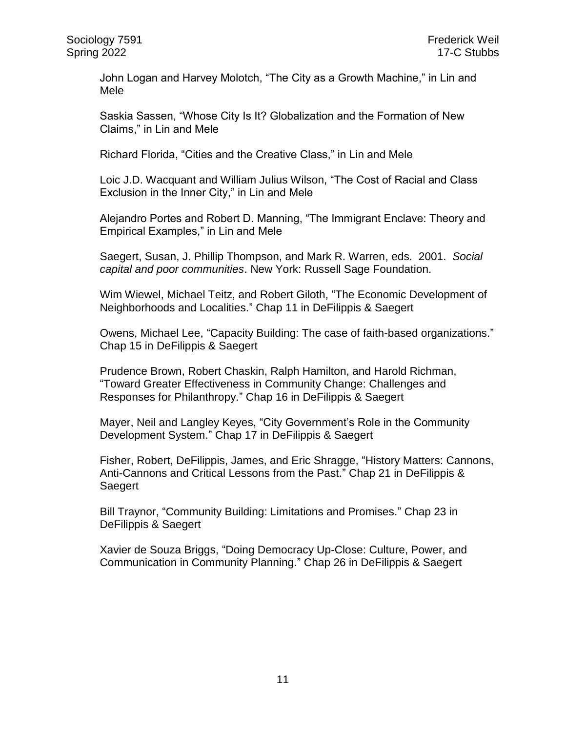John Logan and Harvey Molotch, "The City as a Growth Machine," in Lin and Mele

Saskia Sassen, "Whose City Is It? Globalization and the Formation of New Claims," in Lin and Mele

Richard Florida, "Cities and the Creative Class," in Lin and Mele

Loic J.D. Wacquant and William Julius Wilson, "The Cost of Racial and Class Exclusion in the Inner City," in Lin and Mele

Alejandro Portes and Robert D. Manning, "The Immigrant Enclave: Theory and Empirical Examples," in Lin and Mele

Saegert, Susan, J. Phillip Thompson, and Mark R. Warren, eds. 2001. *Social capital and poor communities*. New York: Russell Sage Foundation.

Wim Wiewel, Michael Teitz, and Robert Giloth, "The Economic Development of Neighborhoods and Localities." Chap 11 in DeFilippis & Saegert

Owens, Michael Lee, "Capacity Building: The case of faith-based organizations." Chap 15 in DeFilippis & Saegert

Prudence Brown, Robert Chaskin, Ralph Hamilton, and Harold Richman, "Toward Greater Effectiveness in Community Change: Challenges and Responses for Philanthropy." Chap 16 in DeFilippis & Saegert

Mayer, Neil and Langley Keyes, "City Government's Role in the Community Development System." Chap 17 in DeFilippis & Saegert

Fisher, Robert, DeFilippis, James, and Eric Shragge, "History Matters: Cannons, Anti-Cannons and Critical Lessons from the Past." Chap 21 in DeFilippis & Saegert

Bill Traynor, "Community Building: Limitations and Promises." Chap 23 in DeFilippis & Saegert

Xavier de Souza Briggs, "Doing Democracy Up-Close: Culture, Power, and Communication in Community Planning." Chap 26 in DeFilippis & Saegert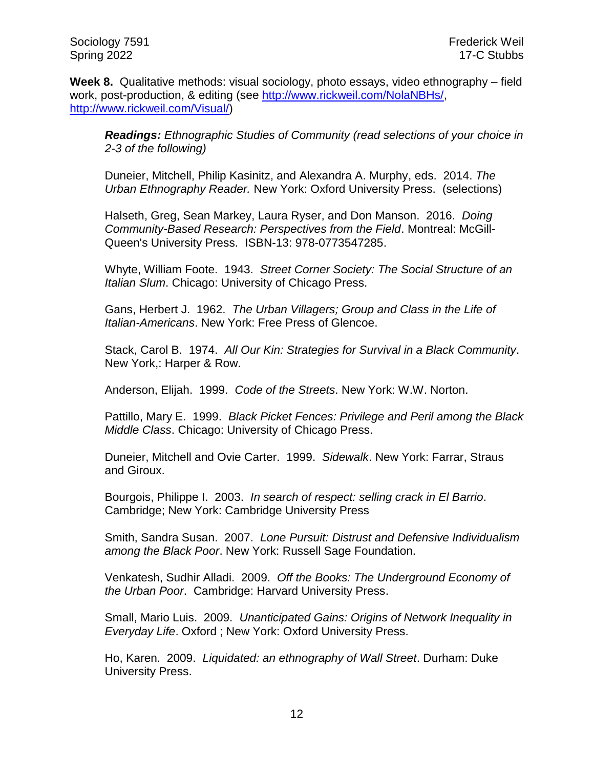**Week 8.** Qualitative methods: visual sociology, photo essays, video ethnography – field work, post-production, & editing (see [http://www.rickweil.com/NolaNBHs/](http://www.rickweil.com/NolaNBHs/), [http://www.rickweil.com/Visual/](http://www.rickweil.com/Visual/))

> ***Readings:*** *Ethnographic Studies of Community (read selections of your choice in 2-3 of the following)*
>
> Duneier, Mitchell, Philip Kasinitz, and Alexandra A. Murphy, eds. 2014. *The Urban Ethnography Reader.* New York: Oxford University Press. (selections)
>
> Halseth, Greg, Sean Markey, Laura Ryser, and Don Manson. 2016. *Doing Community-Based Research: Perspectives from the Field*. Montreal: McGill-Queen's University Press. ISBN-13: 978-0773547285.
>
> Whyte, William Foote. 1943. *Street Corner Society: The Social Structure of an Italian Slum*. Chicago: University of Chicago Press.
>
> Gans, Herbert J. 1962. *The Urban Villagers; Group and Class in the Life of Italian-Americans*. New York: Free Press of Glencoe.
>
> Stack, Carol B. 1974. *All Our Kin: Strategies for Survival in a Black Community*. New York,: Harper & Row.
>
> Anderson, Elijah. 1999. *Code of the Streets*. New York: W.W. Norton.
>
> Pattillo, Mary E. 1999. *Black Picket Fences: Privilege and Peril among the Black Middle Class*. Chicago: University of Chicago Press.
>
> Duneier, Mitchell and Ovie Carter. 1999. *Sidewalk*. New York: Farrar, Straus and Giroux.
>
> Bourgois, Philippe I. 2003. *In search of respect: selling crack in El Barrio*. Cambridge; New York: Cambridge University Press
>
> Smith, Sandra Susan. 2007. *Lone Pursuit: Distrust and Defensive Individualism among the Black Poor*. New York: Russell Sage Foundation.
>
> Venkatesh, Sudhir Alladi. 2009. *Off the Books: The Underground Economy of the Urban Poor*. Cambridge: Harvard University Press.
>
> Small, Mario Luis. 2009. *Unanticipated Gains: Origins of Network Inequality in Everyday Life*. Oxford ; New York: Oxford University Press.
>
> Ho, Karen. 2009. *Liquidated: an ethnography of Wall Street*. Durham: Duke University Press.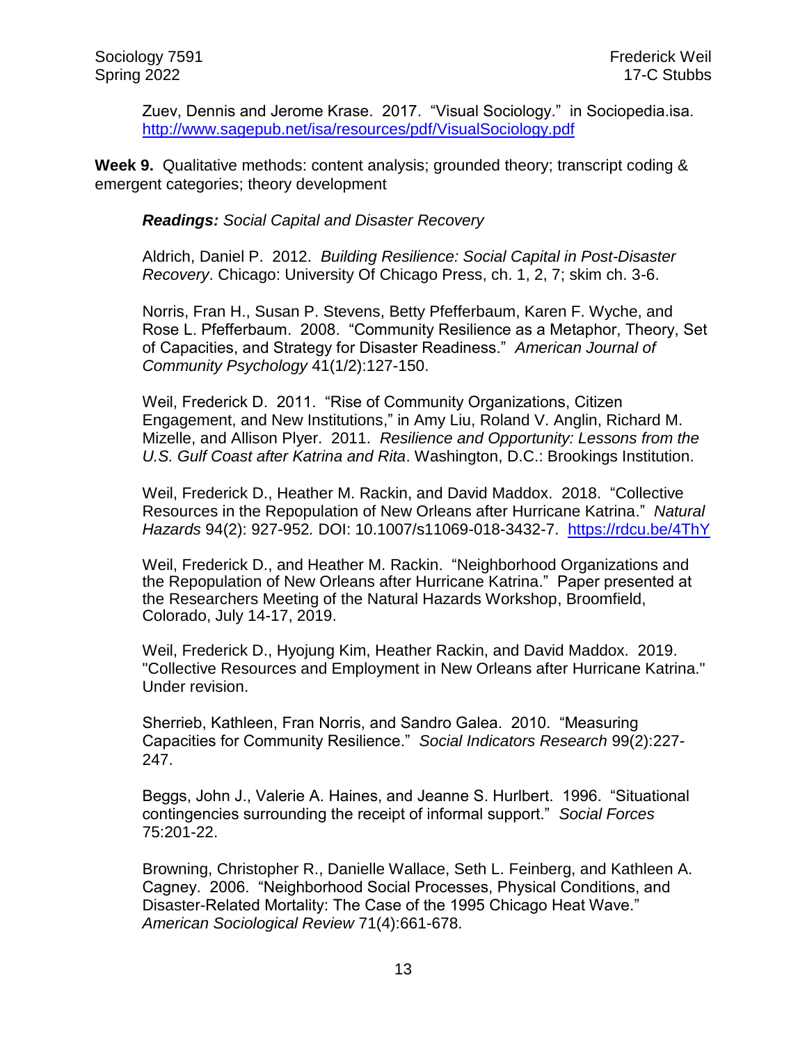Zuev, Dennis and Jerome Krase. 2017. "Visual Sociology." in Sociopedia.isa. http://www.sagepub.net/isa/resources/pdf/VisualSociology.pdf

**Week 9.** Qualitative methods: content analysis; grounded theory; transcript coding & emergent categories; theory development

***Readings:*** *Social Capital and Disaster Recovery*

Aldrich, Daniel P. 2012. *Building Resilience: Social Capital in Post-Disaster Recovery*. Chicago: University Of Chicago Press, ch. 1, 2, 7; skim ch. 3-6.

Norris, Fran H., Susan P. Stevens, Betty Pfefferbaum, Karen F. Wyche, and Rose L. Pfefferbaum. 2008. "Community Resilience as a Metaphor, Theory, Set of Capacities, and Strategy for Disaster Readiness." *American Journal of Community Psychology* 41(1/2):127-150.

Weil, Frederick D. 2011. "Rise of Community Organizations, Citizen Engagement, and New Institutions," in Amy Liu, Roland V. Anglin, Richard M. Mizelle, and Allison Plyer. 2011. *Resilience and Opportunity: Lessons from the U.S. Gulf Coast after Katrina and Rita*. Washington, D.C.: Brookings Institution.

Weil, Frederick D., Heather M. Rackin, and David Maddox. 2018. "Collective Resources in the Repopulation of New Orleans after Hurricane Katrina." *Natural Hazards* 94(2): 927-952. DOI: 10.1007/s11069-018-3432-7. https://rdcu.be/4ThY

Weil, Frederick D., and Heather M. Rackin. "Neighborhood Organizations and the Repopulation of New Orleans after Hurricane Katrina." Paper presented at the Researchers Meeting of the Natural Hazards Workshop, Broomfield, Colorado, July 14-17, 2019.

Weil, Frederick D., Hyojung Kim, Heather Rackin, and David Maddox. 2019. "Collective Resources and Employment in New Orleans after Hurricane Katrina." Under revision.

Sherrieb, Kathleen, Fran Norris, and Sandro Galea. 2010. "Measuring Capacities for Community Resilience." *Social Indicators Research* 99(2):227-247.

Beggs, John J., Valerie A. Haines, and Jeanne S. Hurlbert. 1996. "Situational contingencies surrounding the receipt of informal support." *Social Forces* 75:201-22.

Browning, Christopher R., Danielle Wallace, Seth L. Feinberg, and Kathleen A. Cagney. 2006. "Neighborhood Social Processes, Physical Conditions, and Disaster-Related Mortality: The Case of the 1995 Chicago Heat Wave." *American Sociological Review* 71(4):661-678.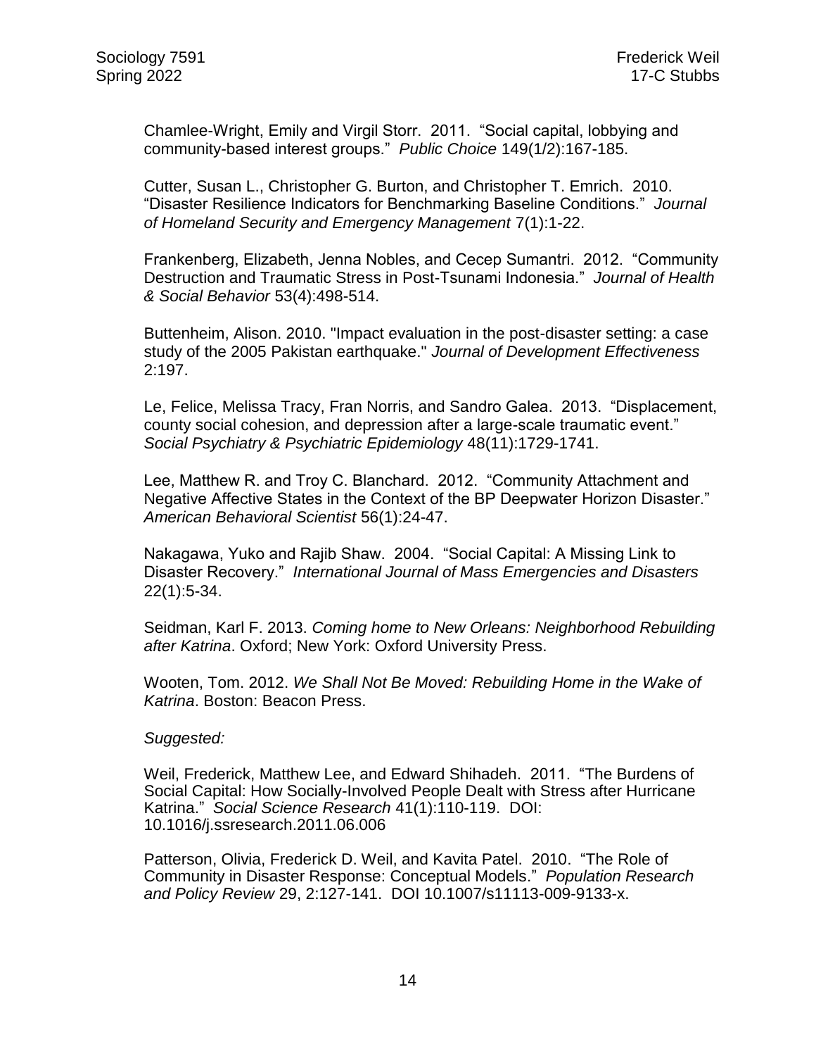Chamlee-Wright, Emily and Virgil Storr. 2011. "Social capital, lobbying and community-based interest groups." *Public Choice* 149(1/2):167-185.

Cutter, Susan L., Christopher G. Burton, and Christopher T. Emrich. 2010. "Disaster Resilience Indicators for Benchmarking Baseline Conditions." *Journal of Homeland Security and Emergency Management* 7(1):1-22.

Frankenberg, Elizabeth, Jenna Nobles, and Cecep Sumantri. 2012. "Community Destruction and Traumatic Stress in Post-Tsunami Indonesia." *Journal of Health & Social Behavior* 53(4):498-514.

Buttenheim, Alison. 2010. "Impact evaluation in the post-disaster setting: a case study of the 2005 Pakistan earthquake." *Journal of Development Effectiveness* 2:197.

Le, Felice, Melissa Tracy, Fran Norris, and Sandro Galea. 2013. "Displacement, county social cohesion, and depression after a large-scale traumatic event." *Social Psychiatry & Psychiatric Epidemiology* 48(11):1729-1741.

Lee, Matthew R. and Troy C. Blanchard. 2012. "Community Attachment and Negative Affective States in the Context of the BP Deepwater Horizon Disaster." *American Behavioral Scientist* 56(1):24-47.

Nakagawa, Yuko and Rajib Shaw. 2004. "Social Capital: A Missing Link to Disaster Recovery." *International Journal of Mass Emergencies and Disasters* 22(1):5-34.

Seidman, Karl F. 2013. *Coming home to New Orleans: Neighborhood Rebuilding after Katrina*. Oxford; New York: Oxford University Press.

Wooten, Tom. 2012. *We Shall Not Be Moved: Rebuilding Home in the Wake of Katrina*. Boston: Beacon Press.

*Suggested:*

Weil, Frederick, Matthew Lee, and Edward Shihadeh. 2011. "The Burdens of Social Capital: How Socially-Involved People Dealt with Stress after Hurricane Katrina." *Social Science Research* 41(1):110-119. DOI: 10.1016/j.ssresearch.2011.06.006

Patterson, Olivia, Frederick D. Weil, and Kavita Patel. 2010. "The Role of Community in Disaster Response: Conceptual Models." *Population Research and Policy Review* 29, 2:127-141. DOI 10.1007/s11113-009-9133-x.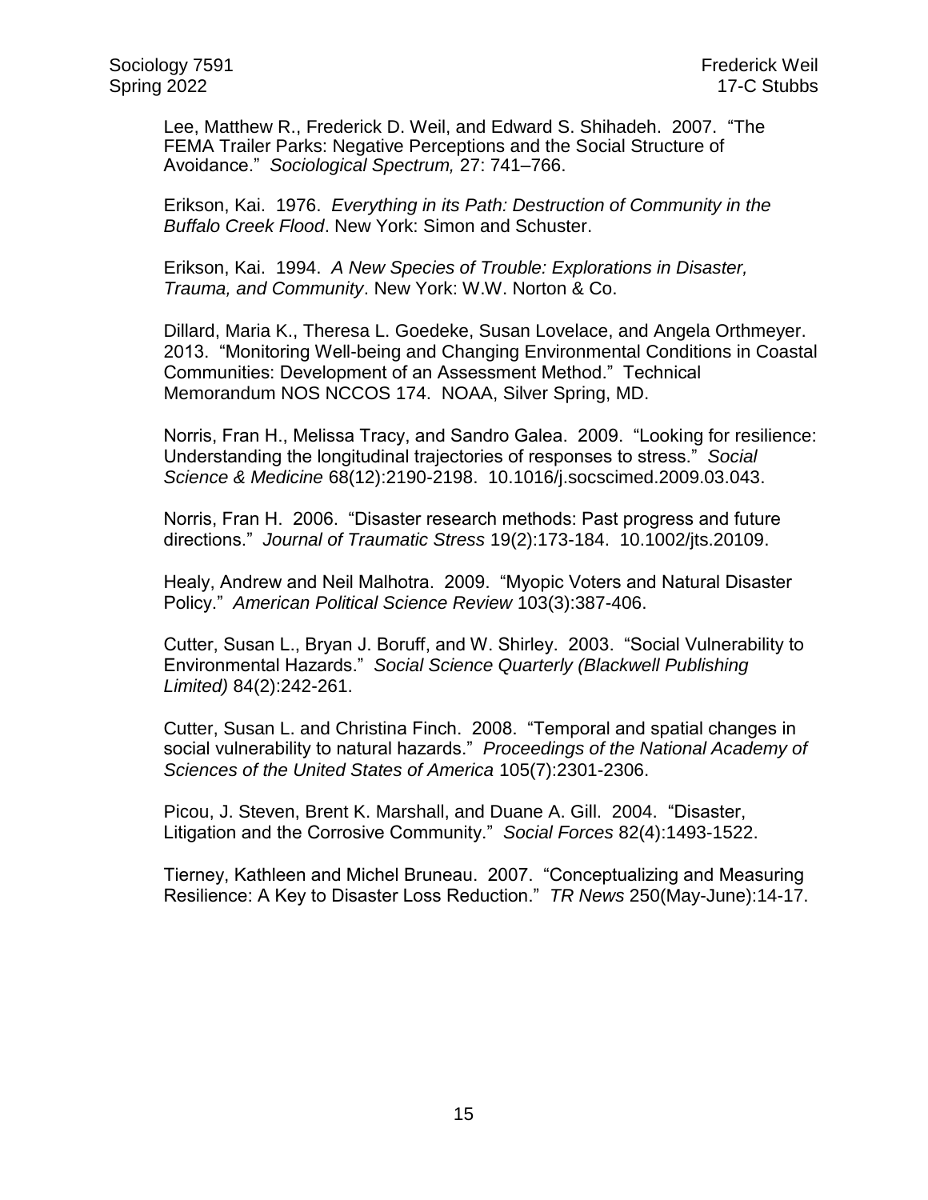Lee, Matthew R., Frederick D. Weil, and Edward S. Shihadeh. 2007. "The FEMA Trailer Parks: Negative Perceptions and the Social Structure of Avoidance." *Sociological Spectrum,* 27: 741–766.

Erikson, Kai. 1976. *Everything in its Path: Destruction of Community in the Buffalo Creek Flood*. New York: Simon and Schuster.

Erikson, Kai. 1994. *A New Species of Trouble: Explorations in Disaster, Trauma, and Community*. New York: W.W. Norton & Co.

Dillard, Maria K., Theresa L. Goedeke, Susan Lovelace, and Angela Orthmeyer. 2013. "Monitoring Well-being and Changing Environmental Conditions in Coastal Communities: Development of an Assessment Method." Technical Memorandum NOS NCCOS 174. NOAA, Silver Spring, MD.

Norris, Fran H., Melissa Tracy, and Sandro Galea. 2009. "Looking for resilience: Understanding the longitudinal trajectories of responses to stress." *Social Science & Medicine* 68(12):2190-2198. 10.1016/j.socscimed.2009.03.043.

Norris, Fran H. 2006. "Disaster research methods: Past progress and future directions." *Journal of Traumatic Stress* 19(2):173-184. 10.1002/jts.20109.

Healy, Andrew and Neil Malhotra. 2009. "Myopic Voters and Natural Disaster Policy." *American Political Science Review* 103(3):387-406.

Cutter, Susan L., Bryan J. Boruff, and W. Shirley. 2003. "Social Vulnerability to Environmental Hazards." *Social Science Quarterly (Blackwell Publishing Limited)* 84(2):242-261.

Cutter, Susan L. and Christina Finch. 2008. "Temporal and spatial changes in social vulnerability to natural hazards." *Proceedings of the National Academy of Sciences of the United States of America* 105(7):2301-2306.

Picou, J. Steven, Brent K. Marshall, and Duane A. Gill. 2004. "Disaster, Litigation and the Corrosive Community." *Social Forces* 82(4):1493-1522.

Tierney, Kathleen and Michel Bruneau. 2007. "Conceptualizing and Measuring Resilience: A Key to Disaster Loss Reduction." *TR News* 250(May-June):14-17.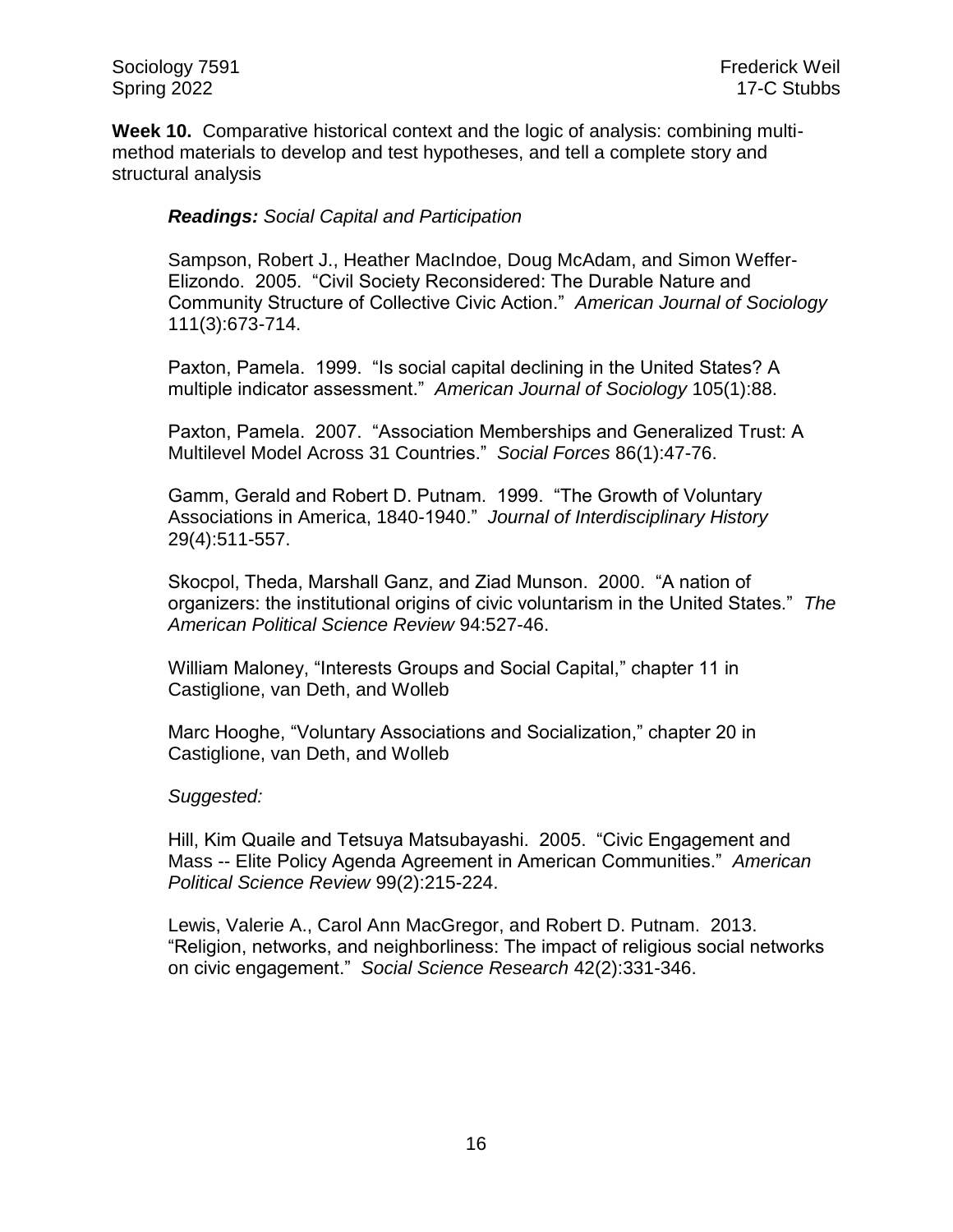**Week 10.** Comparative historical context and the logic of analysis: combining multi-method materials to develop and test hypotheses, and tell a complete story and structural analysis

***Readings:*** *Social Capital and Participation*

Sampson, Robert J., Heather MacIndoe, Doug McAdam, and Simon Weffer-Elizondo. 2005. "Civil Society Reconsidered: The Durable Nature and Community Structure of Collective Civic Action." *American Journal of Sociology* 111(3):673-714.

Paxton, Pamela. 1999. "Is social capital declining in the United States? A multiple indicator assessment." *American Journal of Sociology* 105(1):88.

Paxton, Pamela. 2007. "Association Memberships and Generalized Trust: A Multilevel Model Across 31 Countries." *Social Forces* 86(1):47-76.

Gamm, Gerald and Robert D. Putnam. 1999. "The Growth of Voluntary Associations in America, 1840-1940." *Journal of Interdisciplinary History* 29(4):511-557.

Skocpol, Theda, Marshall Ganz, and Ziad Munson. 2000. "A nation of organizers: the institutional origins of civic voluntarism in the United States." *The American Political Science Review* 94:527-46.

William Maloney, "Interests Groups and Social Capital," chapter 11 in Castiglione, van Deth, and Wolleb

Marc Hooghe, "Voluntary Associations and Socialization," chapter 20 in Castiglione, van Deth, and Wolleb

*Suggested:*

Hill, Kim Quaile and Tetsuya Matsubayashi. 2005. "Civic Engagement and Mass -- Elite Policy Agenda Agreement in American Communities." *American Political Science Review* 99(2):215-224.

Lewis, Valerie A., Carol Ann MacGregor, and Robert D. Putnam. 2013. "Religion, networks, and neighborliness: The impact of religious social networks on civic engagement." *Social Science Research* 42(2):331-346.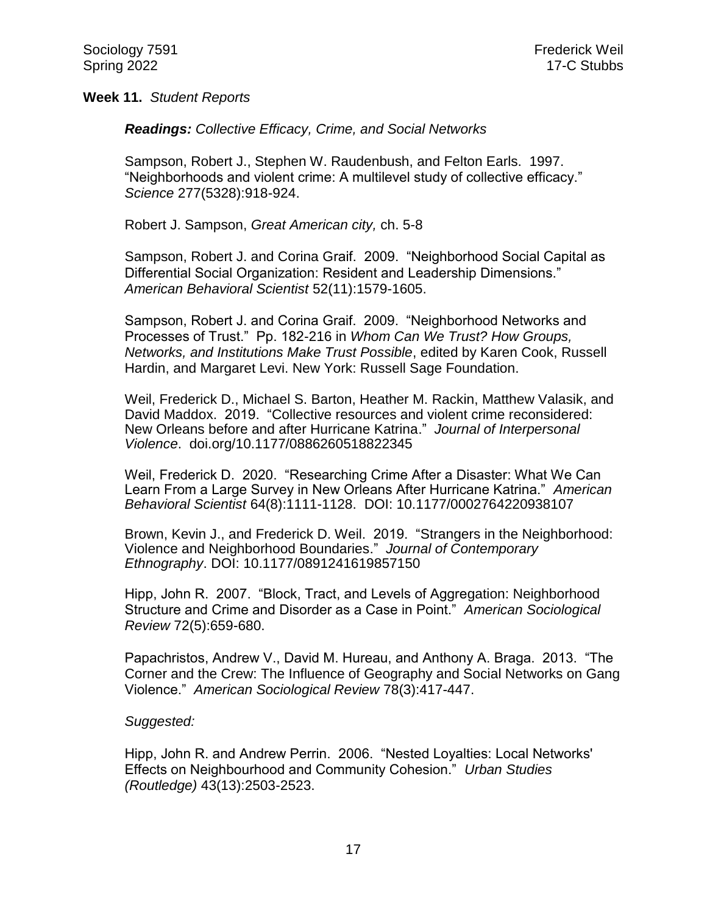**Week 11.** *Student Reports*

***Readings:*** *Collective Efficacy, Crime, and Social Networks*

Sampson, Robert J., Stephen W. Raudenbush, and Felton Earls. 1997. "Neighborhoods and violent crime: A multilevel study of collective efficacy." *Science* 277(5328):918-924.

Robert J. Sampson, *Great American city,* ch. 5-8

Sampson, Robert J. and Corina Graif. 2009. "Neighborhood Social Capital as Differential Social Organization: Resident and Leadership Dimensions." *American Behavioral Scientist* 52(11):1579-1605.

Sampson, Robert J. and Corina Graif. 2009. "Neighborhood Networks and Processes of Trust." Pp. 182-216 in *Whom Can We Trust? How Groups, Networks, and Institutions Make Trust Possible*, edited by Karen Cook, Russell Hardin, and Margaret Levi. New York: Russell Sage Foundation.

Weil, Frederick D., Michael S. Barton, Heather M. Rackin, Matthew Valasik, and David Maddox. 2019. "Collective resources and violent crime reconsidered: New Orleans before and after Hurricane Katrina." *Journal of Interpersonal Violence*. doi.org/10.1177/0886260518822345

Weil, Frederick D. 2020. "Researching Crime After a Disaster: What We Can Learn From a Large Survey in New Orleans After Hurricane Katrina." *American Behavioral Scientist* 64(8):1111-1128. DOI: 10.1177/0002764220938107

Brown, Kevin J., and Frederick D. Weil. 2019. "Strangers in the Neighborhood: Violence and Neighborhood Boundaries." *Journal of Contemporary Ethnography*. DOI: 10.1177/0891241619857150

Hipp, John R. 2007. "Block, Tract, and Levels of Aggregation: Neighborhood Structure and Crime and Disorder as a Case in Point." *American Sociological Review* 72(5):659-680.

Papachristos, Andrew V., David M. Hureau, and Anthony A. Braga. 2013. "The Corner and the Crew: The Influence of Geography and Social Networks on Gang Violence." *American Sociological Review* 78(3):417-447.

*Suggested:*

Hipp, John R. and Andrew Perrin. 2006. "Nested Loyalties: Local Networks' Effects on Neighbourhood and Community Cohesion." *Urban Studies (Routledge)* 43(13):2503-2523.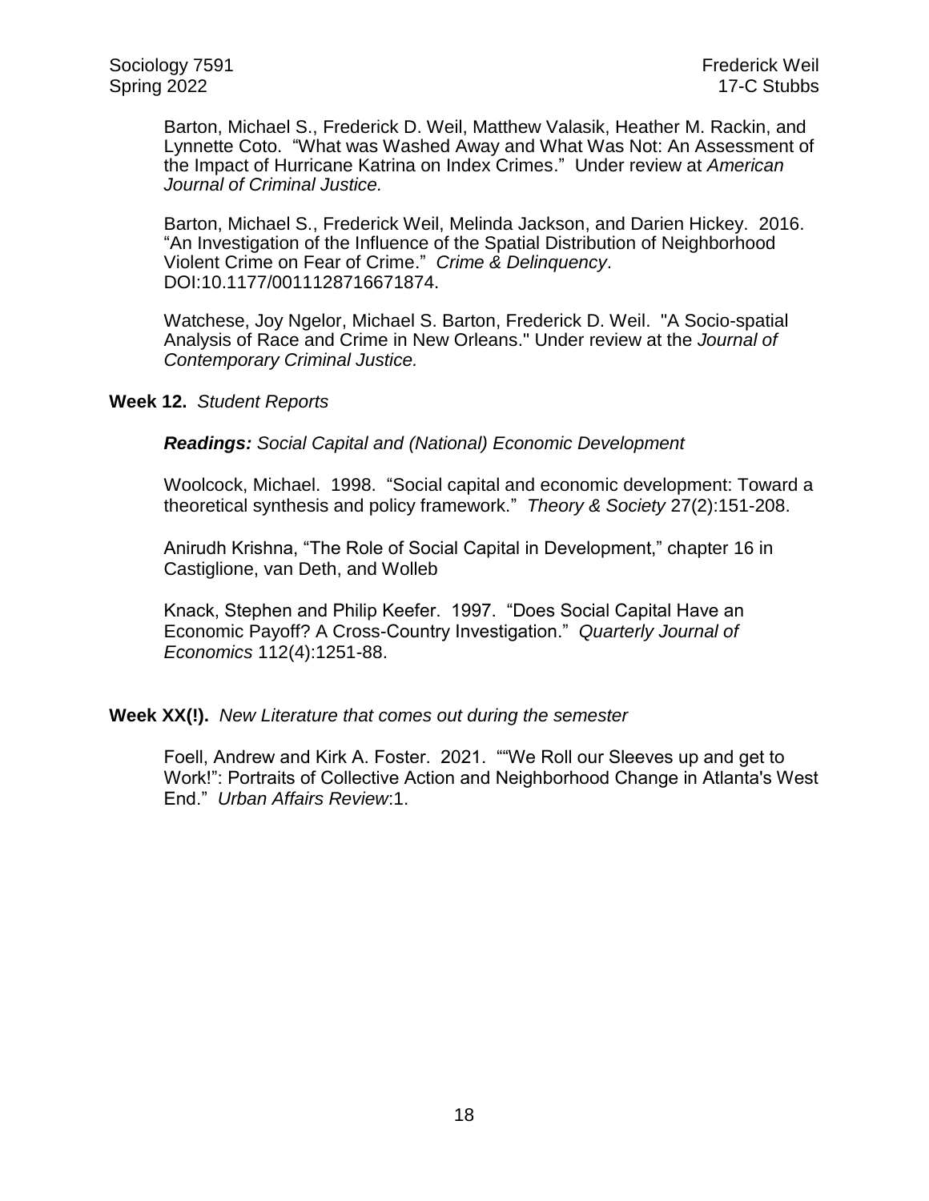Barton, Michael S., Frederick D. Weil, Matthew Valasik, Heather M. Rackin, and Lynnette Coto. "What was Washed Away and What Was Not: An Assessment of the Impact of Hurricane Katrina on Index Crimes." Under review at *American Journal of Criminal Justice.*

Barton, Michael S., Frederick Weil, Melinda Jackson, and Darien Hickey. 2016. "An Investigation of the Influence of the Spatial Distribution of Neighborhood Violent Crime on Fear of Crime." *Crime & Delinquency*. DOI:10.1177/0011128716671874.

Watchese, Joy Ngelor, Michael S. Barton, Frederick D. Weil. "A Socio-spatial Analysis of Race and Crime in New Orleans." Under review at the *Journal of Contemporary Criminal Justice.*

**Week 12.** *Student Reports*

***Readings:*** *Social Capital and (National) Economic Development*

Woolcock, Michael. 1998. "Social capital and economic development: Toward a theoretical synthesis and policy framework." *Theory & Society* 27(2):151-208.

Anirudh Krishna, "The Role of Social Capital in Development," chapter 16 in Castiglione, van Deth, and Wolleb

Knack, Stephen and Philip Keefer. 1997. "Does Social Capital Have an Economic Payoff? A Cross-Country Investigation." *Quarterly Journal of Economics* 112(4):1251-88.

**Week XX(!).** *New Literature that comes out during the semester*

Foell, Andrew and Kirk A. Foster. 2021. ""We Roll our Sleeves up and get to Work!": Portraits of Collective Action and Neighborhood Change in Atlanta's West End." *Urban Affairs Review*:1.